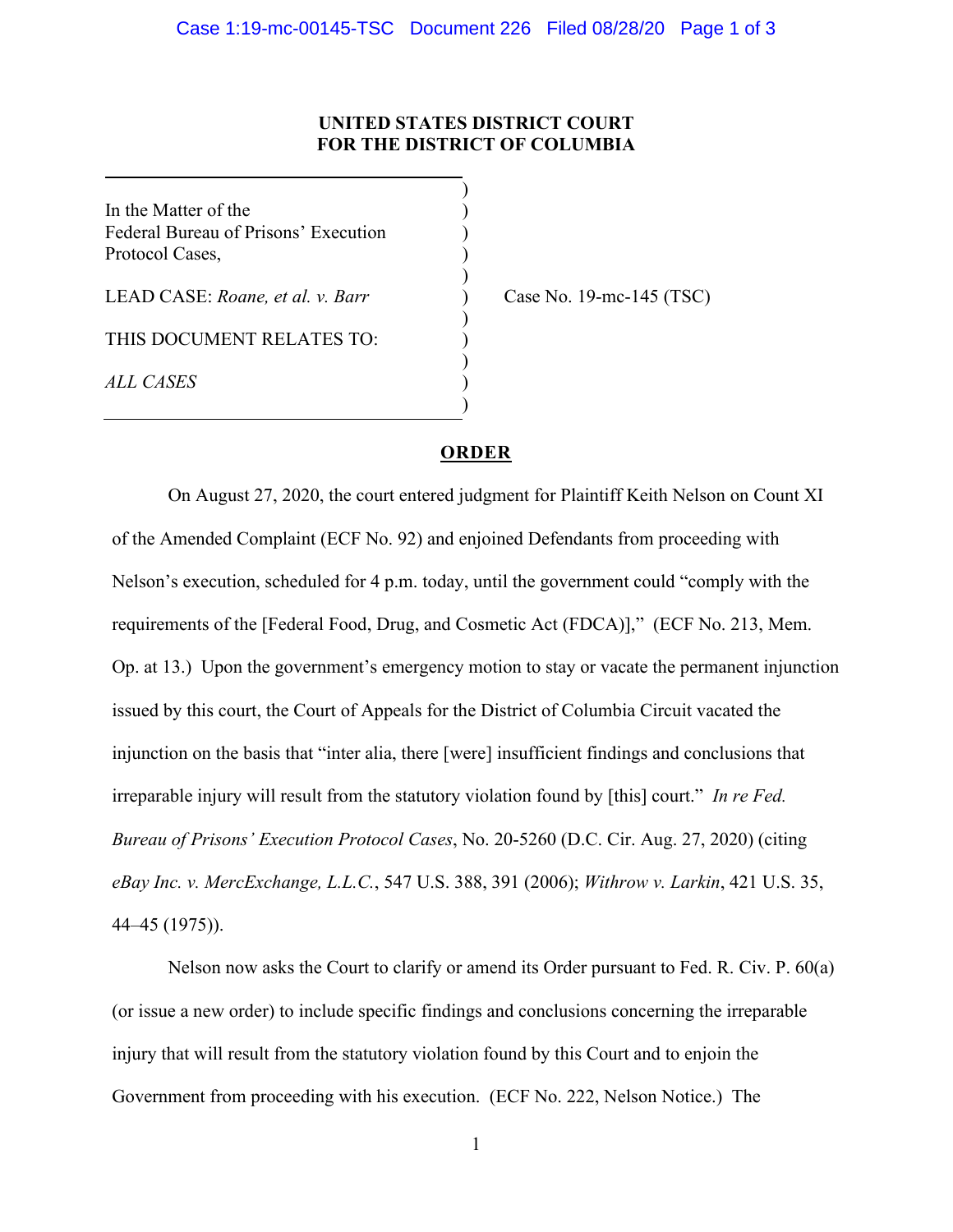**UNITED STATES DISTRICT COURT**
**FOR THE DISTRICT OF COLUMBIA**

| | |
|---|---|
| In the Matter of the Federal Bureau of Prisons' Execution Protocol Cases,<br><br>LEAD CASE: *Roane, et al. v. Barr*<br><br>THIS DOCUMENT RELATES TO:<br><br>*ALL CASES* | Case No. 19-mc-145 (TSC) |

**ORDER**

On August 27, 2020, the court entered judgment for Plaintiff Keith Nelson on Count XI of the Amended Complaint (ECF No. 92) and enjoined Defendants from proceeding with Nelson's execution, scheduled for 4 p.m. today, until the government could "comply with the requirements of the [Federal Food, Drug, and Cosmetic Act (FDCA)]," (ECF No. 213, Mem. Op. at 13.) Upon the government's emergency motion to stay or vacate the permanent injunction issued by this court, the Court of Appeals for the District of Columbia Circuit vacated the injunction on the basis that "inter alia, there [were] insufficient findings and conclusions that irreparable injury will result from the statutory violation found by [this] court." *In re Fed. Bureau of Prisons' Execution Protocol Cases*, No. 20-5260 (D.C. Cir. Aug. 27, 2020) (citing *eBay Inc. v. MercExchange, L.L.C.*, 547 U.S. 388, 391 (2006); *Withrow v. Larkin*, 421 U.S. 35, 44–45 (1975)).

Nelson now asks the Court to clarify or amend its Order pursuant to Fed. R. Civ. P. 60(a) (or issue a new order) to include specific findings and conclusions concerning the irreparable injury that will result from the statutory violation found by this Court and to enjoin the Government from proceeding with his execution. (ECF No. 222, Nelson Notice.) The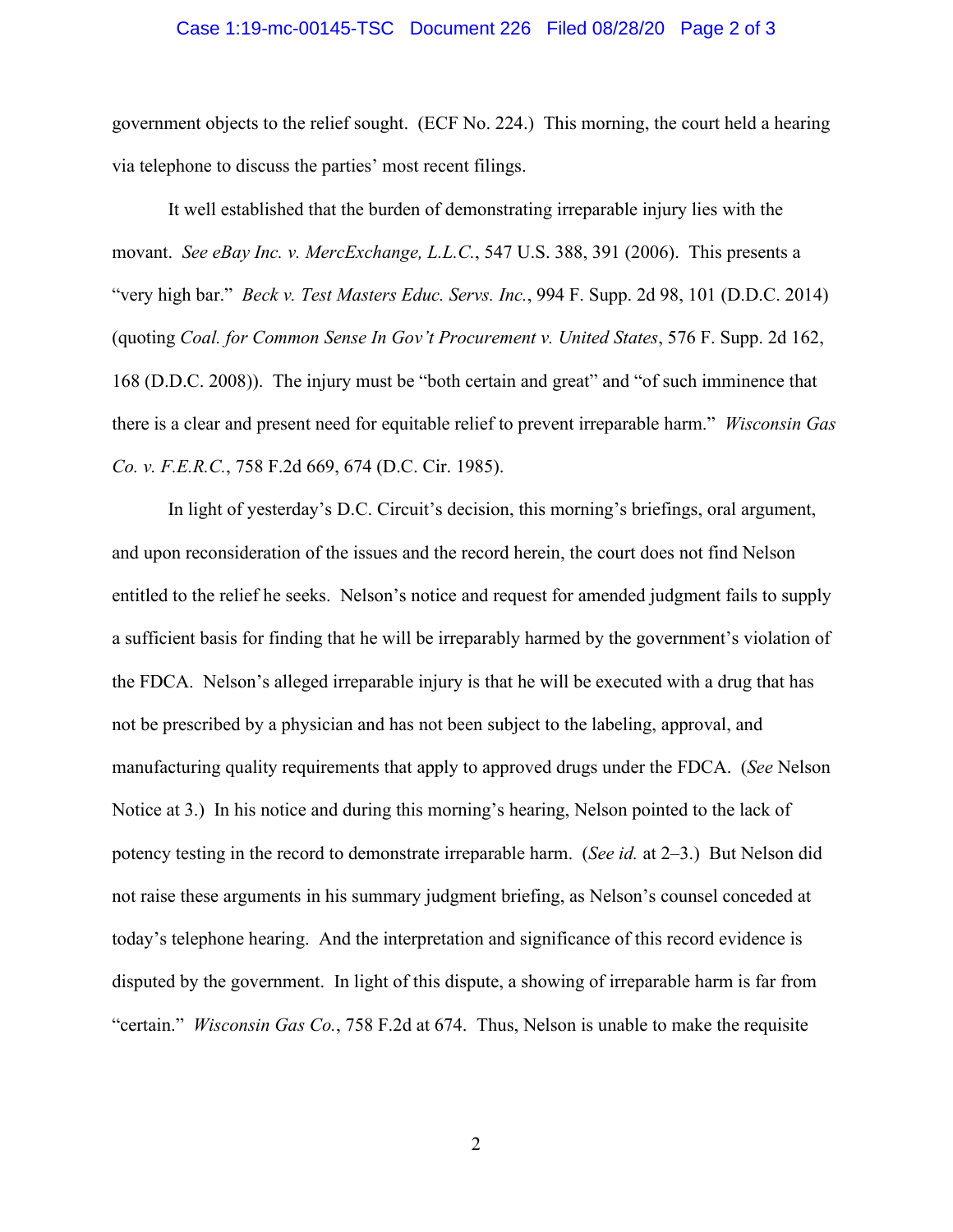government objects to the relief sought. (ECF No. 224.) This morning, the court held a hearing via telephone to discuss the parties' most recent filings.

It well established that the burden of demonstrating irreparable injury lies with the movant. *See eBay Inc. v. MercExchange, L.L.C.*, 547 U.S. 388, 391 (2006). This presents a "very high bar." *Beck v. Test Masters Educ. Servs. Inc.*, 994 F. Supp. 2d 98, 101 (D.D.C. 2014) (quoting *Coal. for Common Sense In Gov't Procurement v. United States*, 576 F. Supp. 2d 162, 168 (D.D.C. 2008)). The injury must be "both certain and great" and "of such imminence that there is a clear and present need for equitable relief to prevent irreparable harm." *Wisconsin Gas Co. v. F.E.R.C.*, 758 F.2d 669, 674 (D.C. Cir. 1985).

In light of yesterday's D.C. Circuit's decision, this morning's briefings, oral argument, and upon reconsideration of the issues and the record herein, the court does not find Nelson entitled to the relief he seeks. Nelson's notice and request for amended judgment fails to supply a sufficient basis for finding that he will be irreparably harmed by the government's violation of the FDCA. Nelson's alleged irreparable injury is that he will be executed with a drug that has not be prescribed by a physician and has not been subject to the labeling, approval, and manufacturing quality requirements that apply to approved drugs under the FDCA. (*See* Nelson Notice at 3.) In his notice and during this morning's hearing, Nelson pointed to the lack of potency testing in the record to demonstrate irreparable harm. (*See id.* at 2–3.) But Nelson did not raise these arguments in his summary judgment briefing, as Nelson's counsel conceded at today's telephone hearing. And the interpretation and significance of this record evidence is disputed by the government. In light of this dispute, a showing of irreparable harm is far from "certain." *Wisconsin Gas Co.*, 758 F.2d at 674. Thus, Nelson is unable to make the requisite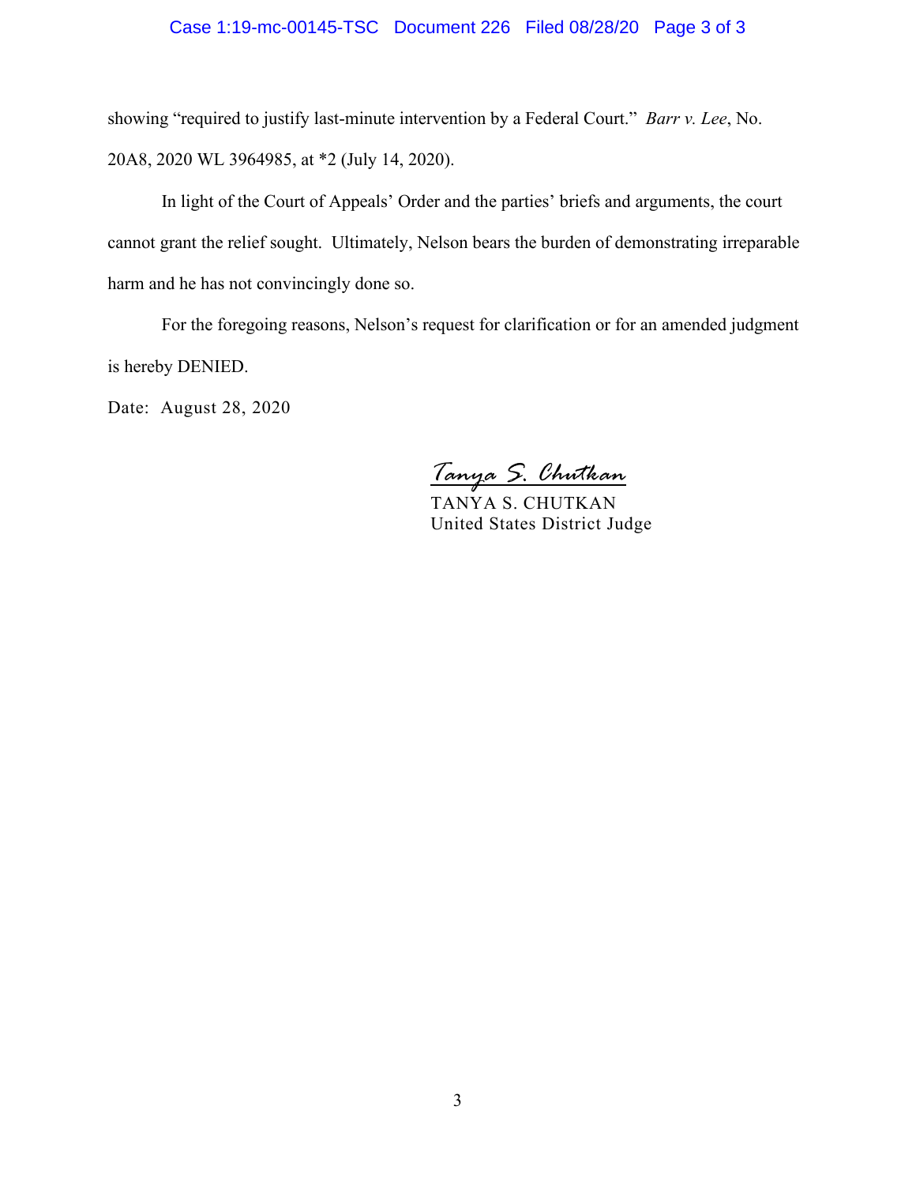showing "required to justify last-minute intervention by a Federal Court." *Barr v. Lee*, No. 20A8, 2020 WL 3964985, at *2 (July 14, 2020).

In light of the Court of Appeals' Order and the parties' briefs and arguments, the court cannot grant the relief sought. Ultimately, Nelson bears the burden of demonstrating irreparable harm and he has not convincingly done so.

For the foregoing reasons, Nelson's request for clarification or for an amended judgment is hereby DENIED.

Date: August 28, 2020

*Tanya S. Chutkan*
TANYA S. CHUTKAN
United States District Judge